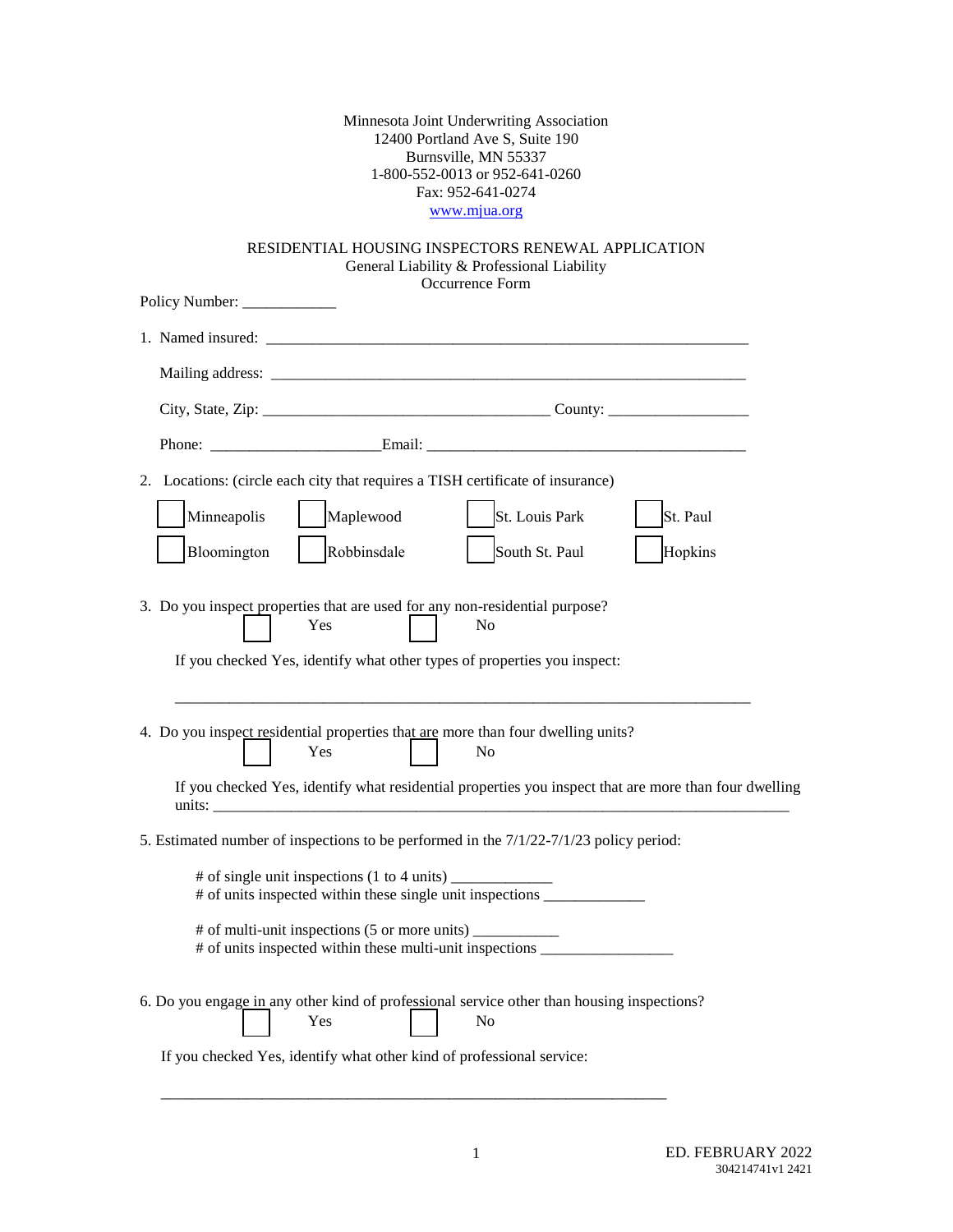Minnesota Joint Underwriting Association
12400 Portland Ave S, Suite 190
Burnsville, MN 55337
1-800-552-0013 or 952-641-0260
Fax: 952-641-0274
www.mjua.org

# RESIDENTIAL HOUSING INSPECTORS RENEWAL APPLICATION

General Liability & Professional Liability
Occurrence Form

Policy Number: ____________

1. Named insured: ________________________________________________________________

   Mailing address: ________________________________________________________________

   City, State, Zip: ____________________________________ County: __________________

   Phone: ______________________Email: __________________________________________

2. Locations: (circle each city that requires a TISH certificate of insurance)

   ☐ Minneapolis ☐ Maplewood ☐ St. Louis Park ☐ St. Paul

   ☐ Bloomington ☐ Robbinsdale ☐ South St. Paul ☐ Hopkins

3. Do you inspect properties that are used for any non-residential purpose?

   ☐ Yes ☐ No

   If you checked Yes, identify what other types of properties you inspect:

   __________________________________________________________________________

4. Do you inspect residential properties that are more than four dwelling units?

   ☐ Yes ☐ No

   If you checked Yes, identify what residential properties you inspect that are more than four dwelling units: ___________________________________________________________________________

5. Estimated number of inspections to be performed in the 7/1/22-7/1/23 policy period:

   # of single unit inspections (1 to 4 units) _____________
   # of units inspected within these single unit inspections _____________

   # of multi-unit inspections (5 or more units) ___________
   # of units inspected within these multi-unit inspections _________________

6. Do you engage in any other kind of professional service other than housing inspections?

   ☐ Yes ☐ No

   If you checked Yes, identify what other kind of professional service:

   _________________________________________________________________

ED. FEBRUARY 2022
304214741v1 2421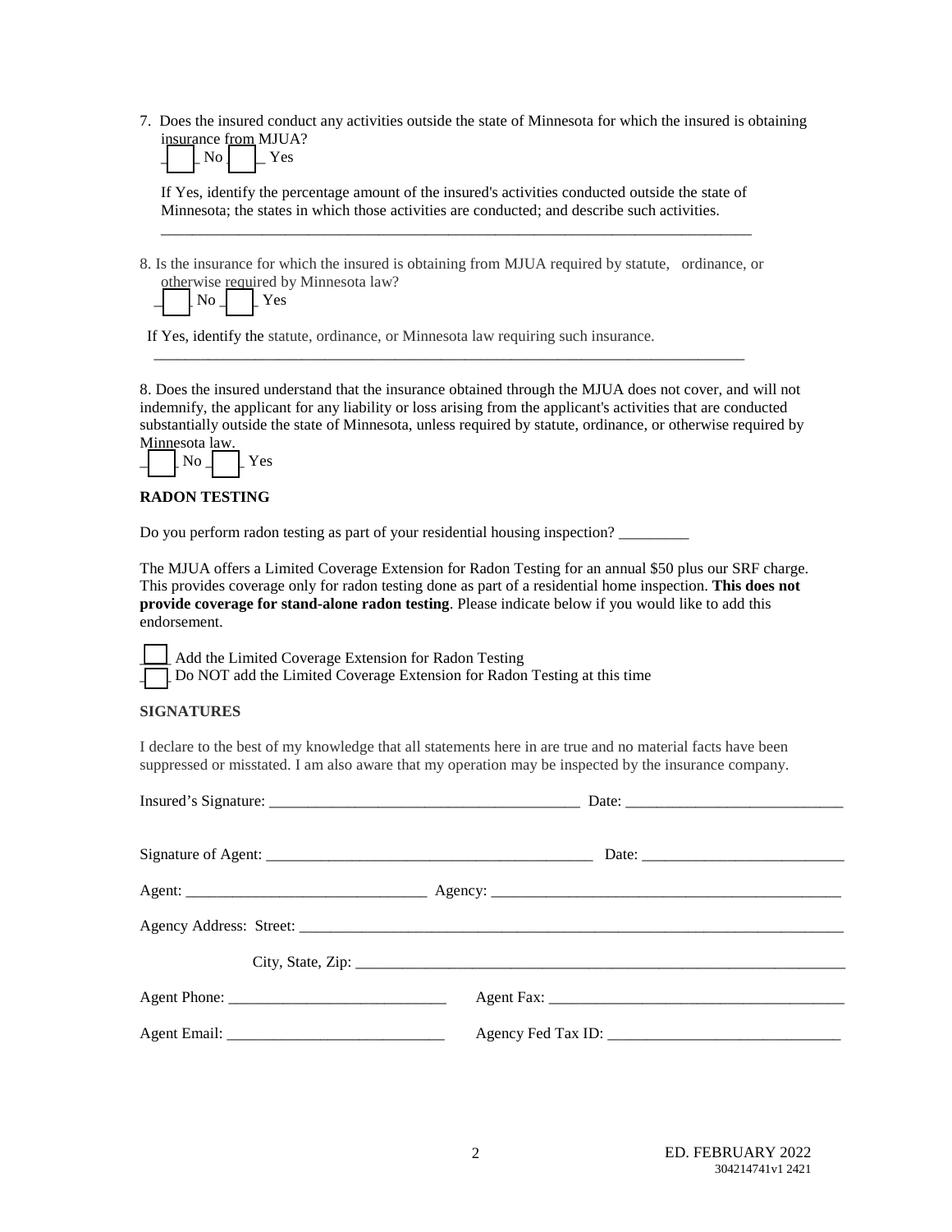7. Does the insured conduct any activities outside the state of Minnesota for which the insured is obtaining insurance from MJUA?

   ☐ No ☐ Yes

   If Yes, identify the percentage amount of the insured's activities conducted outside the state of Minnesota; the states in which those activities are conducted; and describe such activities.

   _______________________________________________________________________________

8. Is the insurance for which the insured is obtaining from MJUA required by statute, ordinance, or otherwise required by Minnesota law?

   ☐ No ☐ Yes

   If Yes, identify the statute, ordinance, or Minnesota law requiring such insurance.

   _______________________________________________________________________________

8. Does the insured understand that the insurance obtained through the MJUA does not cover, and will not indemnify, the applicant for any liability or loss arising from the applicant's activities that are conducted substantially outside the state of Minnesota, unless required by statute, ordinance, or otherwise required by Minnesota law.

   ☐ No ☐ Yes

**RADON TESTING**

Do you perform radon testing as part of your residential housing inspection? _________

The MJUA offers a Limited Coverage Extension for Radon Testing for an annual $50 plus our SRF charge. This provides coverage only for radon testing done as part of a residential home inspection. **This does not provide coverage for stand-alone radon testing**. Please indicate below if you would like to add this endorsement.

☐ Add the Limited Coverage Extension for Radon Testing

☐ Do NOT add the Limited Coverage Extension for Radon Testing at this time

**SIGNATURES**

I declare to the best of my knowledge that all statements here in are true and no material facts have been suppressed or misstated. I am also aware that my operation may be inspected by the insurance company.

Insured's Signature: ________________________________________ Date: ____________________________

Signature of Agent: __________________________________________ Date: __________________________

Agent: _______________________________ Agency: _______________________________________________

Agency Address: Street: __________________________________________________________________________

City, State, Zip: ___________________________________________________________________

Agent Phone: ____________________________ Agent Fax: ______________________________________

Agent Email: ____________________________ Agency Fed Tax ID: ______________________________

ED. FEBRUARY 2022
304214741v1 2421